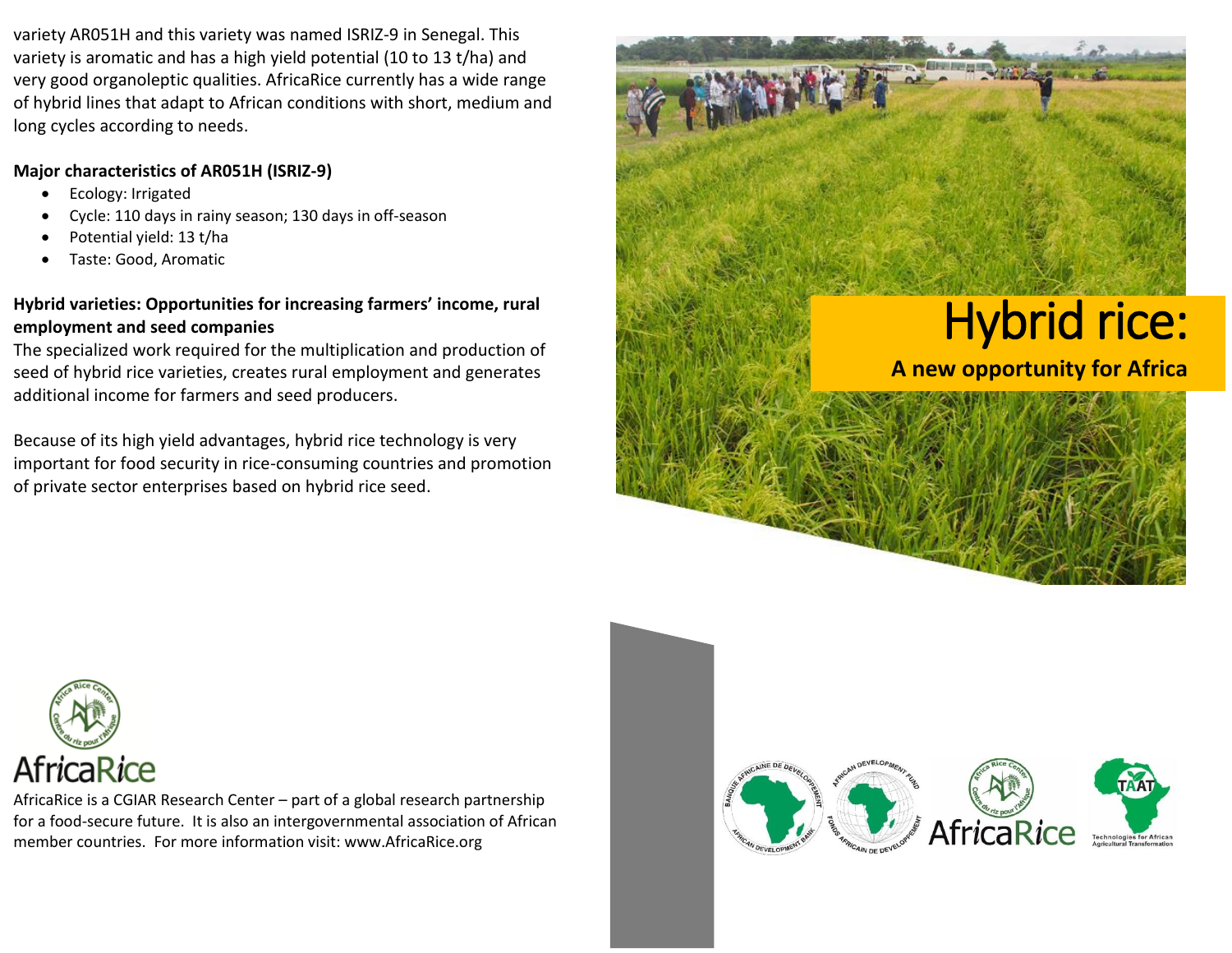variety AR051H and this variety was named ISRIZ-9 in Senegal. This variety is aromatic and has a high yield potential (10 to 13 t/ha) and very good organoleptic qualities. AfricaRice currently has a wide range of hybrid lines that adapt to African conditions with short, medium and long cycles according to needs.

**Major characteristics of AR051H (ISRIZ-9)**

- Ecology: Irrigated
- Cycle: 110 days in rainy season; 130 days in off-season
- Potential yield: 13 t/ha
- Taste: Good, Aromatic

**Hybrid varieties: Opportunities for increasing farmers' income, rural employment and seed companies**

The specialized work required for the multiplication and production of seed of hybrid rice varieties, creates rural employment and generates additional income for farmers and seed producers.

Because of its high yield advantages, hybrid rice technology is very important for food security in rice-consuming countries and promotion of private sector enterprises based on hybrid rice seed.

AfricaRice

AfricaRice is a CGIAR Research Center – part of a global research partnership for a food-secure future. It is also an intergovernmental association of African member countries. For more information visit: www.AfricaRice.org

# Hybrid rice:

## A new opportunity for Africa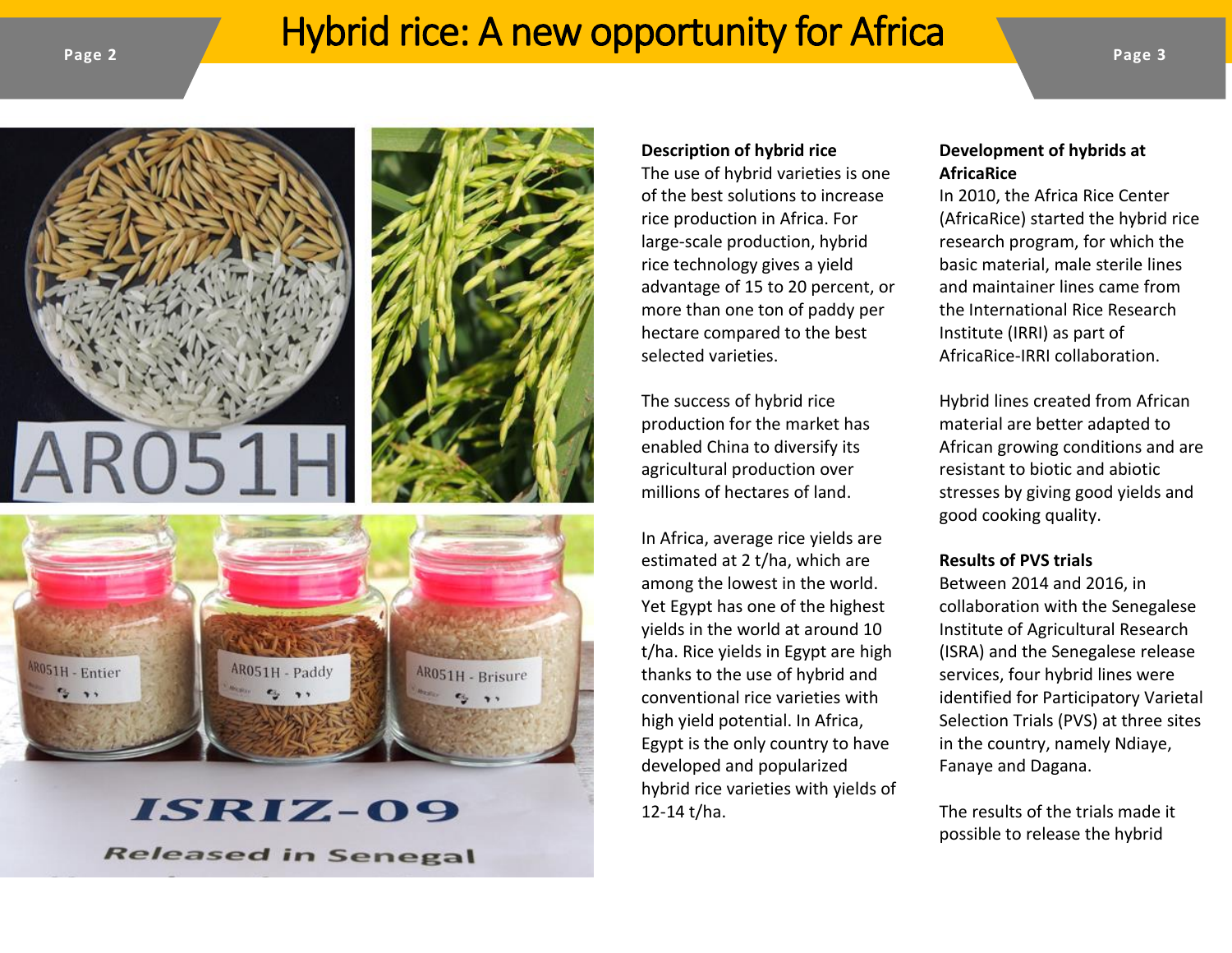# Hybrid rice: A new opportunity for Africa

**Description of hybrid rice**
The use of hybrid varieties is one of the best solutions to increase rice production in Africa. For large-scale production, hybrid rice technology gives a yield advantage of 15 to 20 percent, or more than one ton of paddy per hectare compared to the best selected varieties.

The success of hybrid rice production for the market has enabled China to diversify its agricultural production over millions of hectares of land.

In Africa, average rice yields are estimated at 2 t/ha, which are among the lowest in the world. Yet Egypt has one of the highest yields in the world at around 10 t/ha. Rice yields in Egypt are high thanks to the use of hybrid and conventional rice varieties with high yield potential. In Africa, Egypt is the only country to have developed and popularized hybrid rice varieties with yields of 12-14 t/ha.

**Development of hybrids at AfricaRice**
In 2010, the Africa Rice Center (AfricaRice) started the hybrid rice research program, for which the basic material, male sterile lines and maintainer lines came from the International Rice Research Institute (IRRI) as part of AfricaRice-IRRI collaboration.

Hybrid lines created from African material are better adapted to African growing conditions and are resistant to biotic and abiotic stresses by giving good yields and good cooking quality.

**Results of PVS trials**
Between 2014 and 2016, in collaboration with the Senegalese Institute of Agricultural Research (ISRA) and the Senegalese release services, four hybrid lines were identified for Participatory Varietal Selection Trials (PVS) at three sites in the country, namely Ndiaye, Fanaye and Dagana.

The results of the trials made it possible to release the hybrid